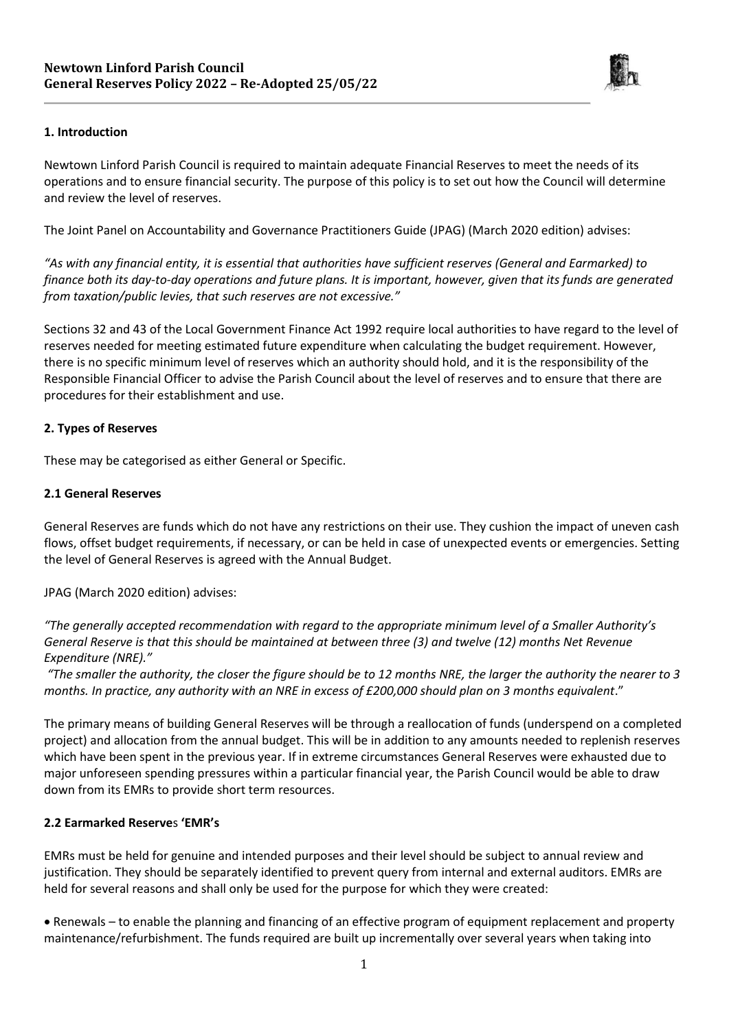**Newtown Linford Parish Council**
**General Reserves Policy 2022 – Re-Adopted 25/05/22**

### 1. Introduction

Newtown Linford Parish Council is required to maintain adequate Financial Reserves to meet the needs of its operations and to ensure financial security. The purpose of this policy is to set out how the Council will determine and review the level of reserves.

The Joint Panel on Accountability and Governance Practitioners Guide (JPAG) (March 2020 edition) advises:

*"As with any financial entity, it is essential that authorities have sufficient reserves (General and Earmarked) to finance both its day-to-day operations and future plans. It is important, however, given that its funds are generated from taxation/public levies, that such reserves are not excessive."*

Sections 32 and 43 of the Local Government Finance Act 1992 require local authorities to have regard to the level of reserves needed for meeting estimated future expenditure when calculating the budget requirement. However, there is no specific minimum level of reserves which an authority should hold, and it is the responsibility of the Responsible Financial Officer to advise the Parish Council about the level of reserves and to ensure that there are procedures for their establishment and use.

### 2. Types of Reserves

These may be categorised as either General or Specific.

### 2.1 General Reserves

General Reserves are funds which do not have any restrictions on their use. They cushion the impact of uneven cash flows, offset budget requirements, if necessary, or can be held in case of unexpected events or emergencies. Setting the level of General Reserves is agreed with the Annual Budget.

JPAG (March 2020 edition) advises:

*"The generally accepted recommendation with regard to the appropriate minimum level of a Smaller Authority's General Reserve is that this should be maintained at between three (3) and twelve (12) months Net Revenue Expenditure (NRE)."*

*"The smaller the authority, the closer the figure should be to 12 months NRE, the larger the authority the nearer to 3 months. In practice, any authority with an NRE in excess of £200,000 should plan on 3 months equivalent*."

The primary means of building General Reserves will be through a reallocation of funds (underspend on a completed project) and allocation from the annual budget. This will be in addition to any amounts needed to replenish reserves which have been spent in the previous year. If in extreme circumstances General Reserves were exhausted due to major unforeseen spending pressures within a particular financial year, the Parish Council would be able to draw down from its EMRs to provide short term resources.

### 2.2 Earmarked Reserves 'EMR's

EMRs must be held for genuine and intended purposes and their level should be subject to annual review and justification. They should be separately identified to prevent query from internal and external auditors. EMRs are held for several reasons and shall only be used for the purpose for which they were created:

- Renewals – to enable the planning and financing of an effective program of equipment replacement and property maintenance/refurbishment. The funds required are built up incrementally over several years when taking into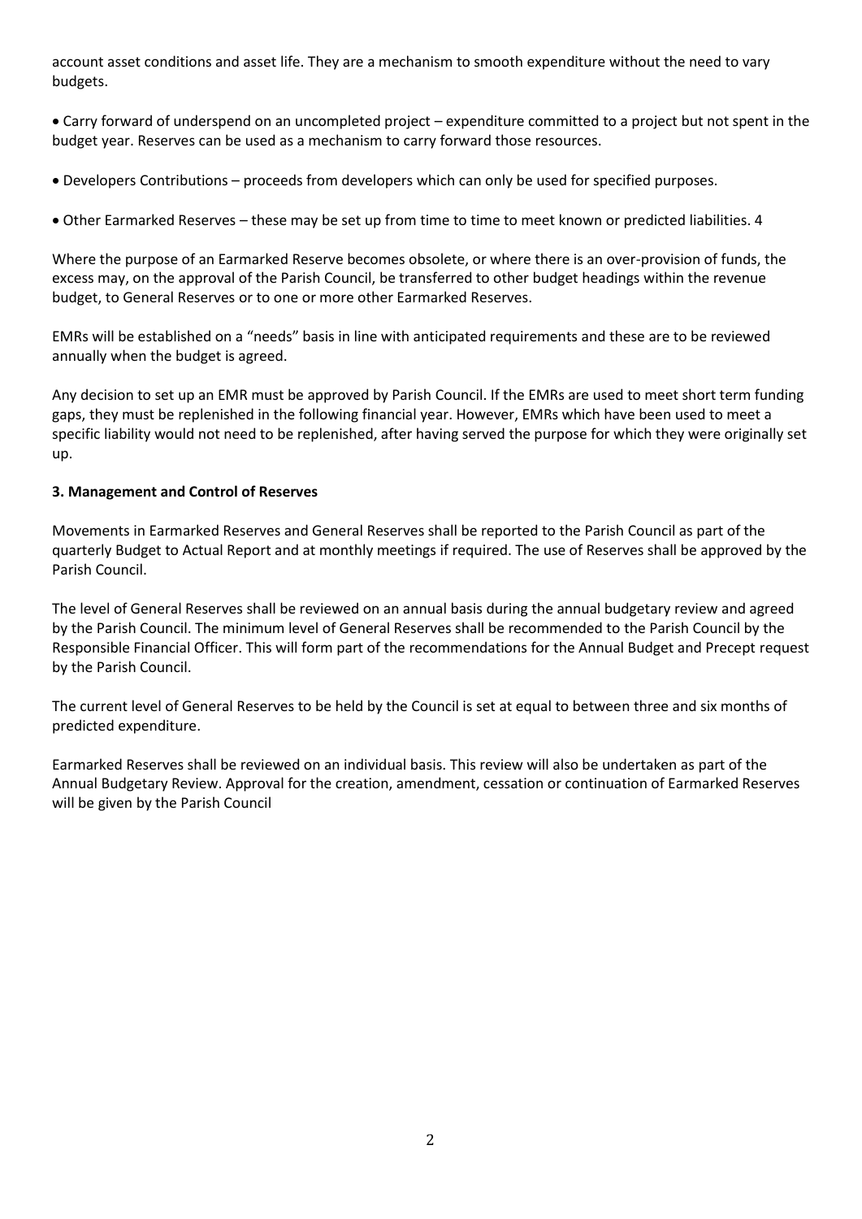account asset conditions and asset life. They are a mechanism to smooth expenditure without the need to vary budgets.

- Carry forward of underspend on an uncompleted project – expenditure committed to a project but not spent in the budget year. Reserves can be used as a mechanism to carry forward those resources.

- Developers Contributions – proceeds from developers which can only be used for specified purposes.

- Other Earmarked Reserves – these may be set up from time to time to meet known or predicted liabilities. 4

Where the purpose of an Earmarked Reserve becomes obsolete, or where there is an over-provision of funds, the excess may, on the approval of the Parish Council, be transferred to other budget headings within the revenue budget, to General Reserves or to one or more other Earmarked Reserves.

EMRs will be established on a "needs" basis in line with anticipated requirements and these are to be reviewed annually when the budget is agreed.

Any decision to set up an EMR must be approved by Parish Council. If the EMRs are used to meet short term funding gaps, they must be replenished in the following financial year. However, EMRs which have been used to meet a specific liability would not need to be replenished, after having served the purpose for which they were originally set up.

**3. Management and Control of Reserves**

Movements in Earmarked Reserves and General Reserves shall be reported to the Parish Council as part of the quarterly Budget to Actual Report and at monthly meetings if required. The use of Reserves shall be approved by the Parish Council.

The level of General Reserves shall be reviewed on an annual basis during the annual budgetary review and agreed by the Parish Council. The minimum level of General Reserves shall be recommended to the Parish Council by the Responsible Financial Officer. This will form part of the recommendations for the Annual Budget and Precept request by the Parish Council.

The current level of General Reserves to be held by the Council is set at equal to between three and six months of predicted expenditure.

Earmarked Reserves shall be reviewed on an individual basis. This review will also be undertaken as part of the Annual Budgetary Review. Approval for the creation, amendment, cessation or continuation of Earmarked Reserves will be given by the Parish Council